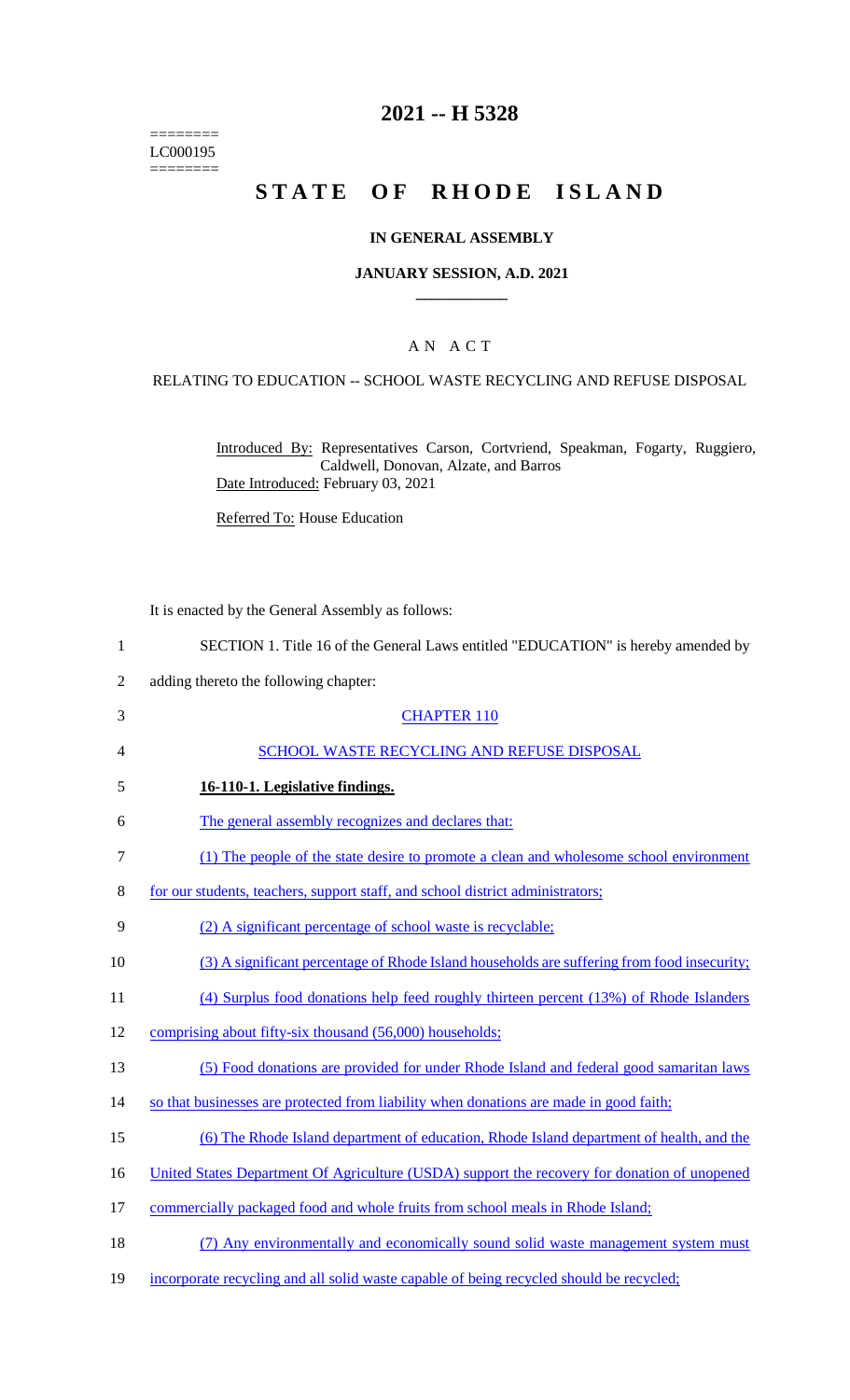========
LC000195
========

# 2021 -- H 5328

# STATE OF RHODE ISLAND

## IN GENERAL ASSEMBLY

### JANUARY SESSION, A.D. 2021

### A N A C T

RELATING TO EDUCATION -- SCHOOL WASTE RECYCLING AND REFUSE DISPOSAL

Introduced By: Representatives Carson, Cortvriend, Speakman, Fogarty, Ruggiero, Caldwell, Donovan, Alzate, and Barros

Date Introduced: February 03, 2021

Referred To: House Education

It is enacted by the General Assembly as follows:

1 SECTION 1. Title 16 of the General Laws entitled "EDUCATION" is hereby amended by
2 adding thereto the following chapter:
3 CHAPTER 110
4 SCHOOL WASTE RECYCLING AND REFUSE DISPOSAL
5 **16-110-1. Legislative findings.**
6 The general assembly recognizes and declares that:
7 (1) The people of the state desire to promote a clean and wholesome school environment
8 for our students, teachers, support staff, and school district administrators;
9 (2) A significant percentage of school waste is recyclable;
10 (3) A significant percentage of Rhode Island households are suffering from food insecurity;
11 (4) Surplus food donations help feed roughly thirteen percent (13%) of Rhode Islanders
12 comprising about fifty-six thousand (56,000) households;
13 (5) Food donations are provided for under Rhode Island and federal good samaritan laws
14 so that businesses are protected from liability when donations are made in good faith;
15 (6) The Rhode Island department of education, Rhode Island department of health, and the
16 United States Department Of Agriculture (USDA) support the recovery for donation of unopened
17 commercially packaged food and whole fruits from school meals in Rhode Island;
18 (7) Any environmentally and economically sound solid waste management system must
19 incorporate recycling and all solid waste capable of being recycled should be recycled;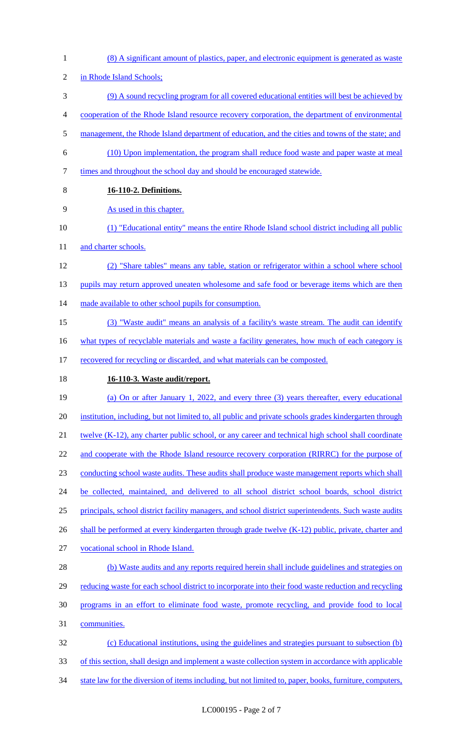(8) A significant amount of plastics, paper, and electronic equipment is generated as waste in Rhode Island Schools;

(9) A sound recycling program for all covered educational entities will best be achieved by cooperation of the Rhode Island resource recovery corporation, the department of environmental management, the Rhode Island department of education, and the cities and towns of the state; and

(10) Upon implementation, the program shall reduce food waste and paper waste at meal times and throughout the school day and should be encouraged statewide.

**16-110-2. Definitions.**

As used in this chapter.

(1) "Educational entity" means the entire Rhode Island school district including all public and charter schools.

(2) "Share tables" means any table, station or refrigerator within a school where school pupils may return approved uneaten wholesome and safe food or beverage items which are then made available to other school pupils for consumption.

(3) "Waste audit" means an analysis of a facility's waste stream. The audit can identify what types of recyclable materials and waste a facility generates, how much of each category is recovered for recycling or discarded, and what materials can be composted.

**16-110-3. Waste audit/report.**

(a) On or after January 1, 2022, and every three (3) years thereafter, every educational institution, including, but not limited to, all public and private schools grades kindergarten through twelve (K-12), any charter public school, or any career and technical high school shall coordinate and cooperate with the Rhode Island resource recovery corporation (RIRRC) for the purpose of conducting school waste audits. These audits shall produce waste management reports which shall be collected, maintained, and delivered to all school district school boards, school district principals, school district facility managers, and school district superintendents. Such waste audits shall be performed at every kindergarten through grade twelve (K-12) public, private, charter and vocational school in Rhode Island.

(b) Waste audits and any reports required herein shall include guidelines and strategies on reducing waste for each school district to incorporate into their food waste reduction and recycling programs in an effort to eliminate food waste, promote recycling, and provide food to local communities.

(c) Educational institutions, using the guidelines and strategies pursuant to subsection (b) of this section, shall design and implement a waste collection system in accordance with applicable state law for the diversion of items including, but not limited to, paper, books, furniture, computers,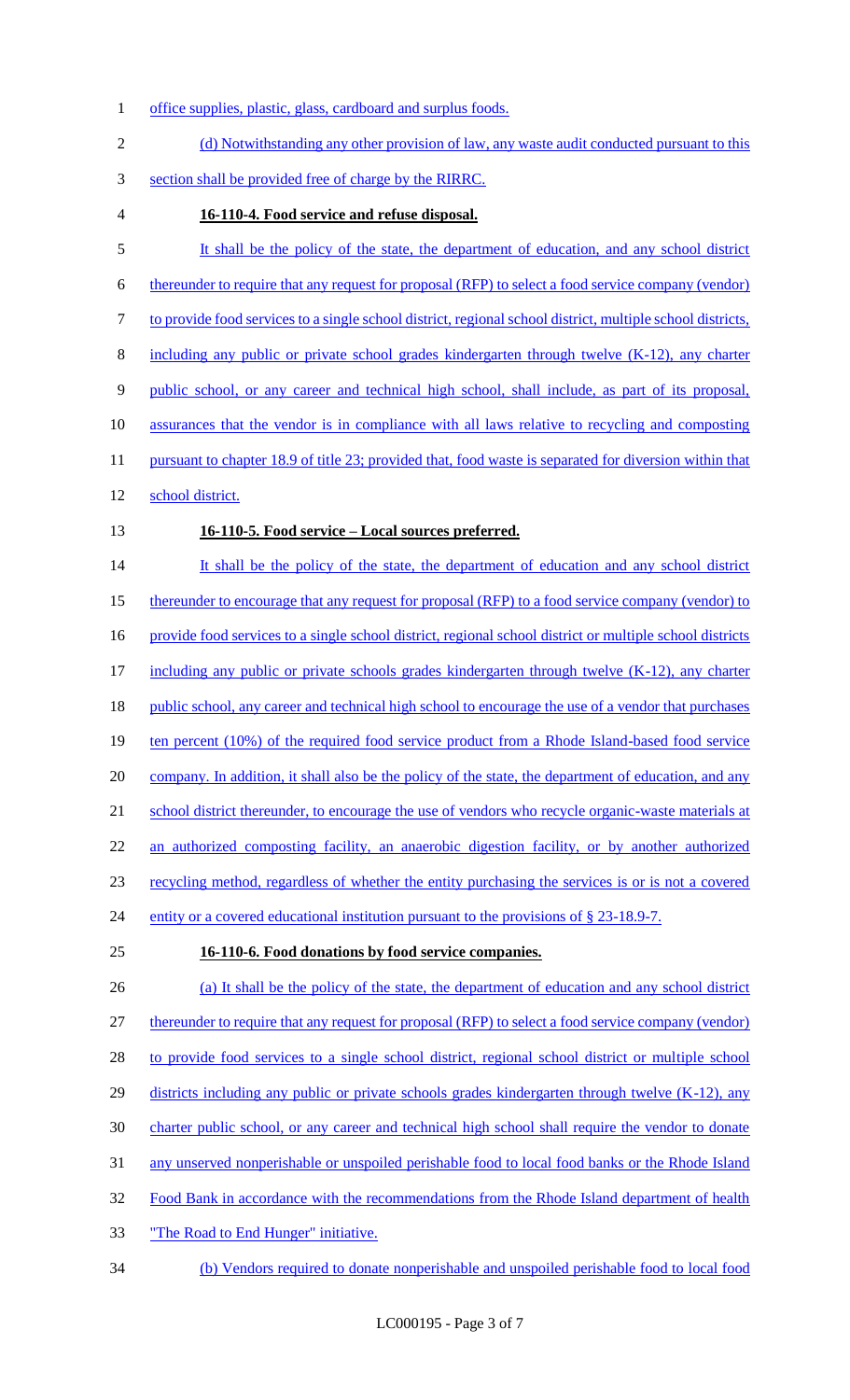office supplies, plastic, glass, cardboard and surplus foods.

(d) Notwithstanding any other provision of law, any waste audit conducted pursuant to this section shall be provided free of charge by the RIRRC.

**16-110-4. Food service and refuse disposal.**

It shall be the policy of the state, the department of education, and any school district thereunder to require that any request for proposal (RFP) to select a food service company (vendor) to provide food services to a single school district, regional school district, multiple school districts, including any public or private school grades kindergarten through twelve (K-12), any charter public school, or any career and technical high school, shall include, as part of its proposal, assurances that the vendor is in compliance with all laws relative to recycling and composting pursuant to chapter 18.9 of title 23; provided that, food waste is separated for diversion within that school district.

**16-110-5. Food service – Local sources preferred.**

It shall be the policy of the state, the department of education and any school district thereunder to encourage that any request for proposal (RFP) to a food service company (vendor) to provide food services to a single school district, regional school district or multiple school districts including any public or private schools grades kindergarten through twelve (K-12), any charter public school, any career and technical high school to encourage the use of a vendor that purchases ten percent (10%) of the required food service product from a Rhode Island-based food service company. In addition, it shall also be the policy of the state, the department of education, and any school district thereunder, to encourage the use of vendors who recycle organic-waste materials at an authorized composting facility, an anaerobic digestion facility, or by another authorized recycling method, regardless of whether the entity purchasing the services is or is not a covered entity or a covered educational institution pursuant to the provisions of § 23-18.9-7.

**16-110-6. Food donations by food service companies.**

(a) It shall be the policy of the state, the department of education and any school district thereunder to require that any request for proposal (RFP) to select a food service company (vendor) to provide food services to a single school district, regional school district or multiple school districts including any public or private schools grades kindergarten through twelve (K-12), any charter public school, or any career and technical high school shall require the vendor to donate any unserved nonperishable or unspoiled perishable food to local food banks or the Rhode Island Food Bank in accordance with the recommendations from the Rhode Island department of health "The Road to End Hunger" initiative.

(b) Vendors required to donate nonperishable and unspoiled perishable food to local food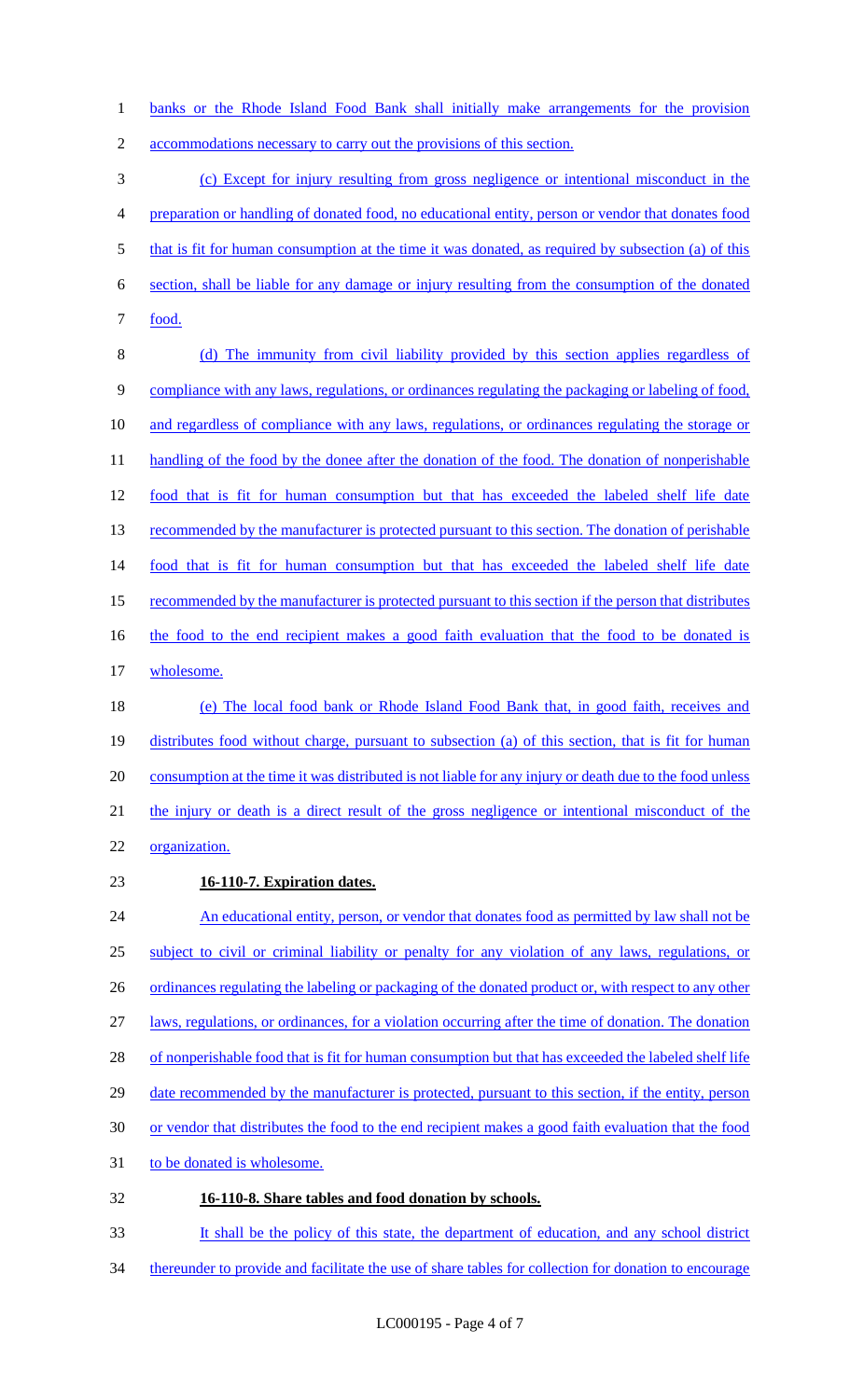banks or the Rhode Island Food Bank shall initially make arrangements for the provision accommodations necessary to carry out the provisions of this section.

(c) Except for injury resulting from gross negligence or intentional misconduct in the preparation or handling of donated food, no educational entity, person or vendor that donates food that is fit for human consumption at the time it was donated, as required by subsection (a) of this section, shall be liable for any damage or injury resulting from the consumption of the donated food.

(d) The immunity from civil liability provided by this section applies regardless of compliance with any laws, regulations, or ordinances regulating the packaging or labeling of food, and regardless of compliance with any laws, regulations, or ordinances regulating the storage or handling of the food by the donee after the donation of the food. The donation of nonperishable food that is fit for human consumption but that has exceeded the labeled shelf life date recommended by the manufacturer is protected pursuant to this section. The donation of perishable food that is fit for human consumption but that has exceeded the labeled shelf life date recommended by the manufacturer is protected pursuant to this section if the person that distributes the food to the end recipient makes a good faith evaluation that the food to be donated is wholesome.

(e) The local food bank or Rhode Island Food Bank that, in good faith, receives and distributes food without charge, pursuant to subsection (a) of this section, that is fit for human consumption at the time it was distributed is not liable for any injury or death due to the food unless the injury or death is a direct result of the gross negligence or intentional misconduct of the organization.

**16-110-7. Expiration dates.**

An educational entity, person, or vendor that donates food as permitted by law shall not be subject to civil or criminal liability or penalty for any violation of any laws, regulations, or ordinances regulating the labeling or packaging of the donated product or, with respect to any other laws, regulations, or ordinances, for a violation occurring after the time of donation. The donation of nonperishable food that is fit for human consumption but that has exceeded the labeled shelf life date recommended by the manufacturer is protected, pursuant to this section, if the entity, person or vendor that distributes the food to the end recipient makes a good faith evaluation that the food to be donated is wholesome.

**16-110-8. Share tables and food donation by schools.**

It shall be the policy of this state, the department of education, and any school district thereunder to provide and facilitate the use of share tables for collection for donation to encourage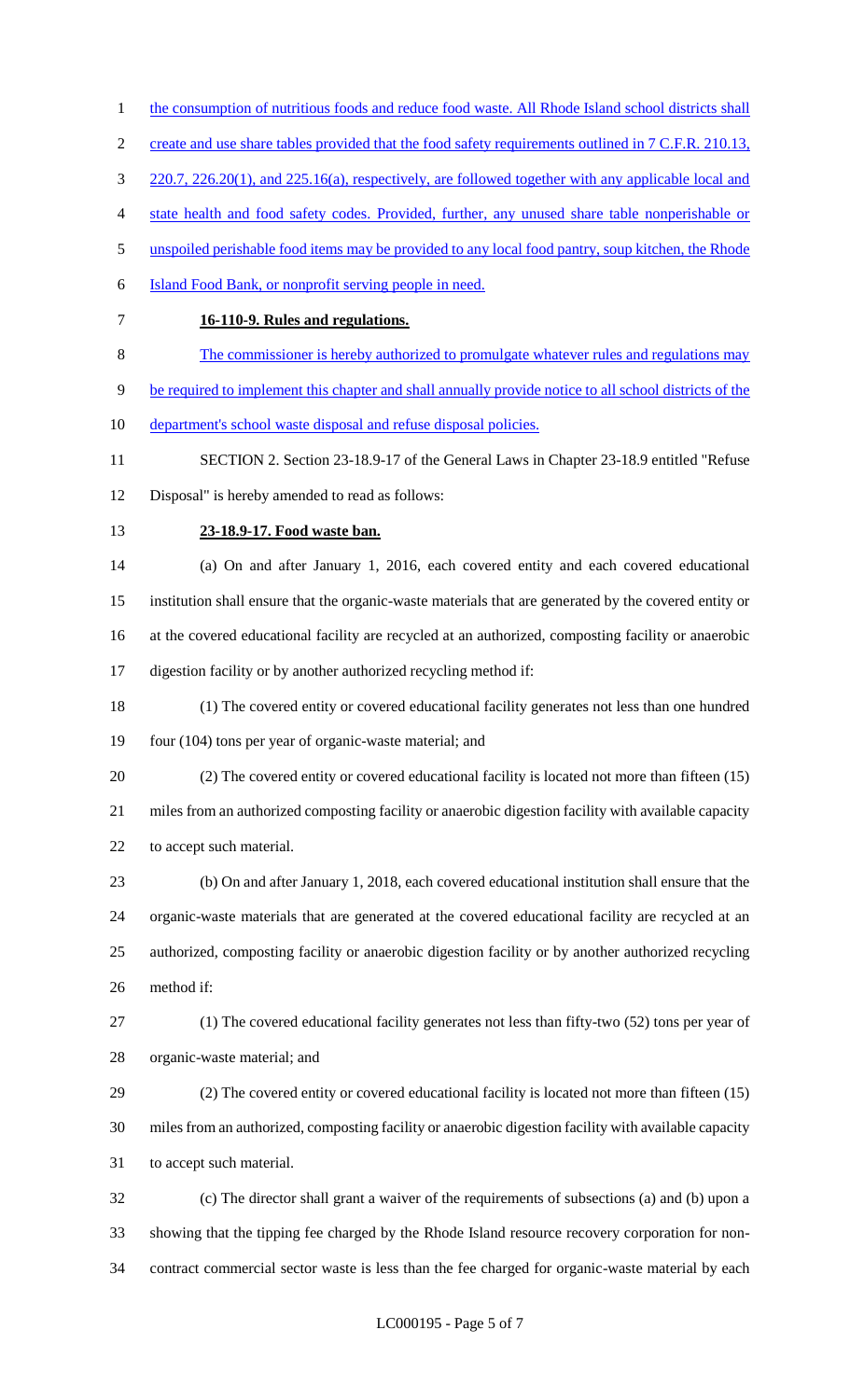the consumption of nutritious foods and reduce food waste. All Rhode Island school districts shall create and use share tables provided that the food safety requirements outlined in 7 C.F.R. 210.13, 220.7, 226.20(1), and 225.16(a), respectively, are followed together with any applicable local and state health and food safety codes. Provided, further, any unused share table nonperishable or unspoiled perishable food items may be provided to any local food pantry, soup kitchen, the Rhode Island Food Bank, or nonprofit serving people in need.

**16-110-9. Rules and regulations.**

The commissioner is hereby authorized to promulgate whatever rules and regulations may be required to implement this chapter and shall annually provide notice to all school districts of the department's school waste disposal and refuse disposal policies.

SECTION 2. Section 23-18.9-17 of the General Laws in Chapter 23-18.9 entitled "Refuse Disposal" is hereby amended to read as follows:

**23-18.9-17. Food waste ban.**

(a) On and after January 1, 2016, each covered entity and each covered educational institution shall ensure that the organic-waste materials that are generated by the covered entity or at the covered educational facility are recycled at an authorized, composting facility or anaerobic digestion facility or by another authorized recycling method if:

(1) The covered entity or covered educational facility generates not less than one hundred four (104) tons per year of organic-waste material; and

(2) The covered entity or covered educational facility is located not more than fifteen (15) miles from an authorized composting facility or anaerobic digestion facility with available capacity to accept such material.

(b) On and after January 1, 2018, each covered educational institution shall ensure that the organic-waste materials that are generated at the covered educational facility are recycled at an authorized, composting facility or anaerobic digestion facility or by another authorized recycling method if:

(1) The covered educational facility generates not less than fifty-two (52) tons per year of organic-waste material; and

(2) The covered entity or covered educational facility is located not more than fifteen (15) miles from an authorized, composting facility or anaerobic digestion facility with available capacity to accept such material.

(c) The director shall grant a waiver of the requirements of subsections (a) and (b) upon a showing that the tipping fee charged by the Rhode Island resource recovery corporation for non-contract commercial sector waste is less than the fee charged for organic-waste material by each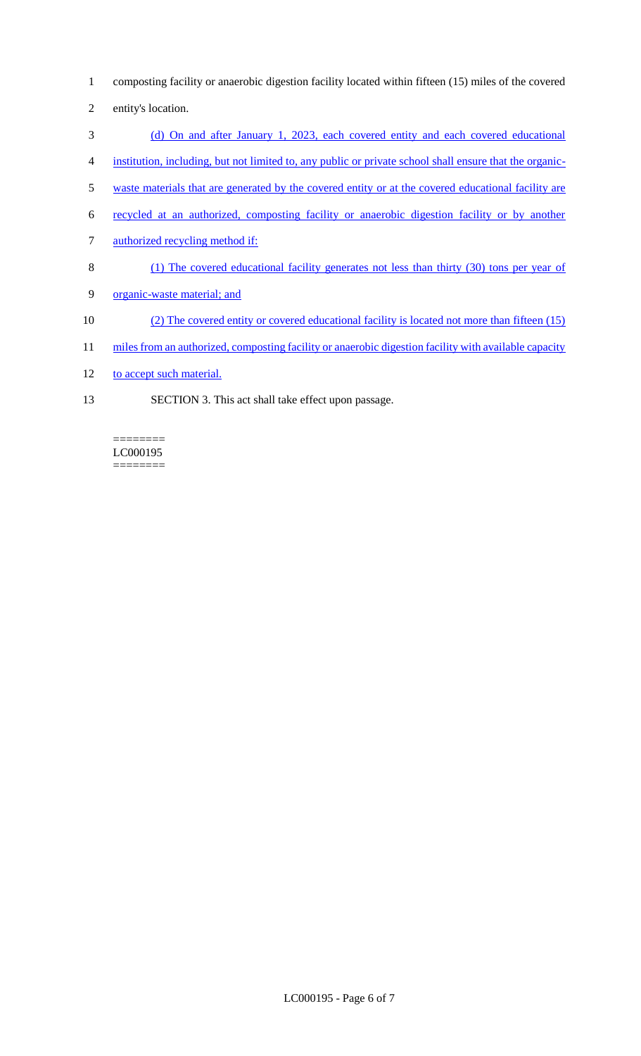composting facility or anaerobic digestion facility located within fifteen (15) miles of the covered entity's location.

(d) On and after January 1, 2023, each covered entity and each covered educational institution, including, but not limited to, any public or private school shall ensure that the organic-waste materials that are generated by the covered entity or at the covered educational facility are recycled at an authorized, composting facility or anaerobic digestion facility or by another authorized recycling method if:

(1) The covered educational facility generates not less than thirty (30) tons per year of organic-waste material; and

(2) The covered entity or covered educational facility is located not more than fifteen (15) miles from an authorized, composting facility or anaerobic digestion facility with available capacity to accept such material.

SECTION 3. This act shall take effect upon passage.

========
LC000195
========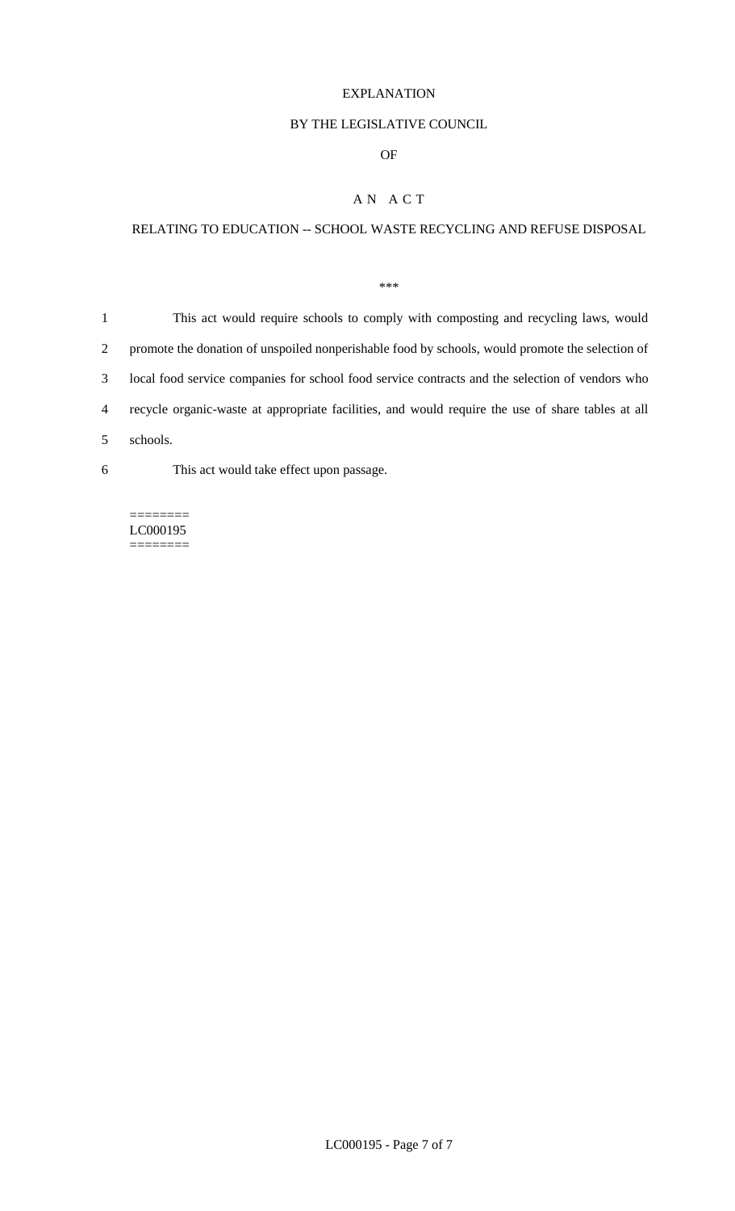EXPLANATION

BY THE LEGISLATIVE COUNCIL

OF

A N A C T

RELATING TO EDUCATION -- SCHOOL WASTE RECYCLING AND REFUSE DISPOSAL

\*\*\*

This act would require schools to comply with composting and recycling laws, would promote the donation of unspoiled nonperishable food by schools, would promote the selection of local food service companies for school food service contracts and the selection of vendors who recycle organic-waste at appropriate facilities, and would require the use of share tables at all schools.

This act would take effect upon passage.

========
LC000195
========